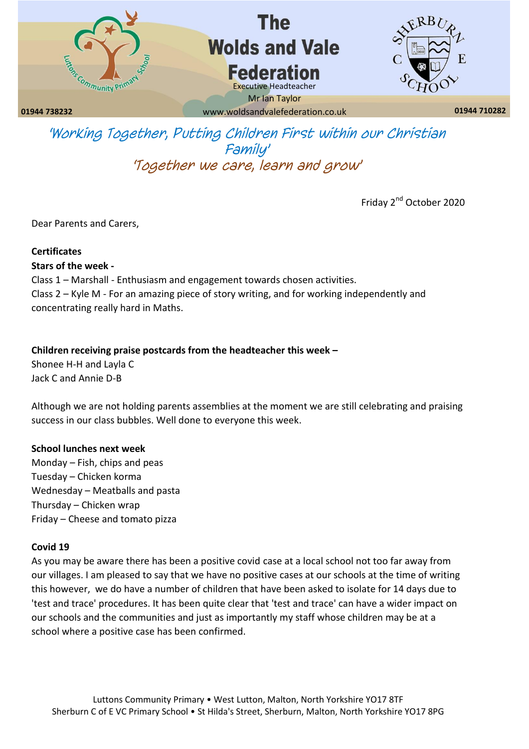# The Wolds and Vale Federation

Executive Headteacher
Mr Ian Taylor

01944 738232 | www.woldsandvalefederation.co.uk | 01944 710282

*'Working Together, Putting Children First within our Christian Family'*
*'Together we care, learn and grow'*

Friday 2nd October 2020

Dear Parents and Carers,

**Certificates**

**Stars of the week -**

Class 1 – Marshall - Enthusiasm and engagement towards chosen activities.
Class 2 – Kyle M - For an amazing piece of story writing, and for working independently and concentrating really hard in Maths.

**Children receiving praise postcards from the headteacher this week –**

Shonee H-H and Layla C
Jack C and Annie D-B

Although we are not holding parents assemblies at the moment we are still celebrating and praising success in our class bubbles. Well done to everyone this week.

**School lunches next week**

Monday – Fish, chips and peas
Tuesday – Chicken korma
Wednesday – Meatballs and pasta
Thursday – Chicken wrap
Friday – Cheese and tomato pizza

**Covid 19**

As you may be aware there has been a positive covid case at a local school not too far away from our villages. I am pleased to say that we have no positive cases at our schools at the time of writing this however, we do have a number of children that have been asked to isolate for 14 days due to 'test and trace' procedures. It has been quite clear that 'test and trace' can have a wider impact on our schools and the communities and just as importantly my staff whose children may be at a school where a positive case has been confirmed.

Luttons Community Primary • West Lutton, Malton, North Yorkshire YO17 8TF
Sherburn C of E VC Primary School • St Hilda's Street, Sherburn, Malton, North Yorkshire YO17 8PG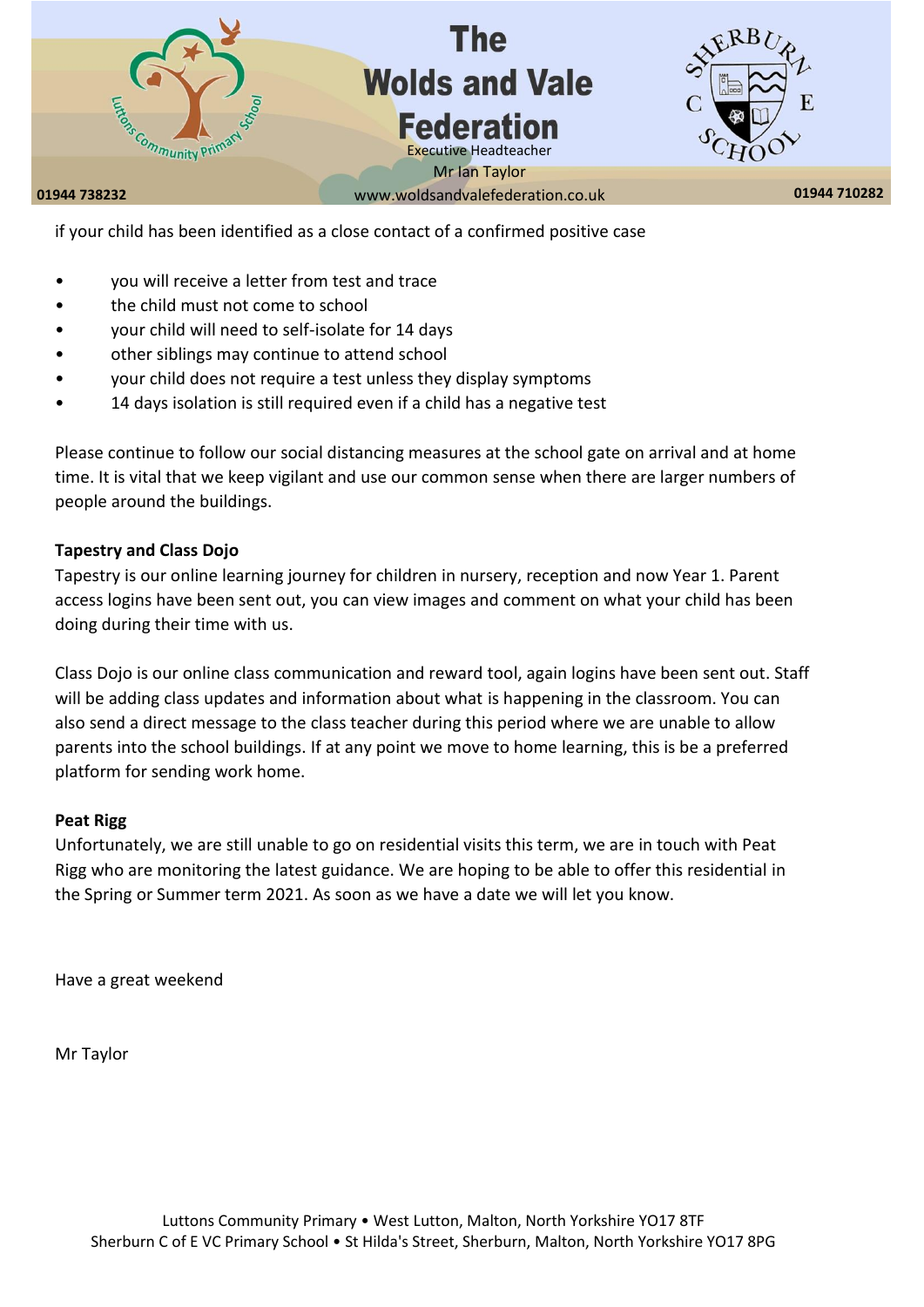if your child has been identified as a close contact of a confirmed positive case

- you will receive a letter from test and trace
- the child must not come to school
- your child will need to self-isolate for 14 days
- other siblings may continue to attend school
- your child does not require a test unless they display symptoms
- 14 days isolation is still required even if a child has a negative test

Please continue to follow our social distancing measures at the school gate on arrival and at home time. It is vital that we keep vigilant and use our common sense when there are larger numbers of people around the buildings.

**Tapestry and Class Dojo**

Tapestry is our online learning journey for children in nursery, reception and now Year 1. Parent access logins have been sent out, you can view images and comment on what your child has been doing during their time with us.

Class Dojo is our online class communication and reward tool, again logins have been sent out. Staff will be adding class updates and information about what is happening in the classroom. You can also send a direct message to the class teacher during this period where we are unable to allow parents into the school buildings. If at any point we move to home learning, this is be a preferred platform for sending work home.

**Peat Rigg**

Unfortunately, we are still unable to go on residential visits this term, we are in touch with Peat Rigg who are monitoring the latest guidance. We are hoping to be able to offer this residential in the Spring or Summer term 2021. As soon as we have a date we will let you know.

Have a great weekend

Mr Taylor